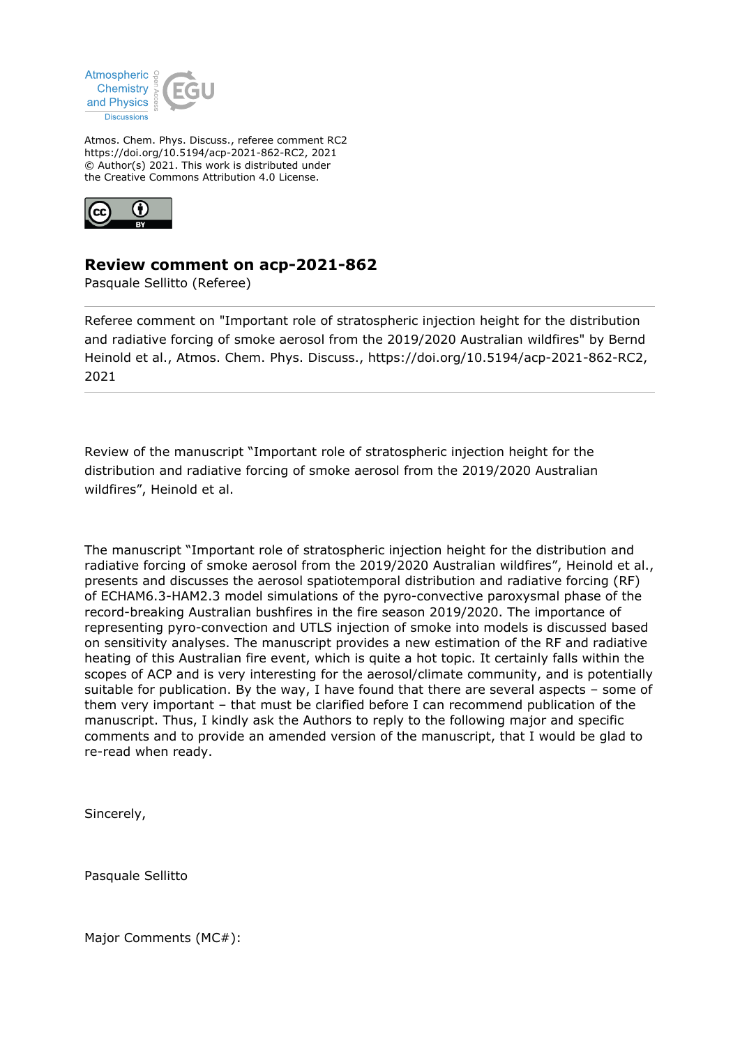Atmospheric Chemistry and Physics Discussions

Atmos. Chem. Phys. Discuss., referee comment RC2
https://doi.org/10.5194/acp-2021-862-RC2, 2021
© Author(s) 2021. This work is distributed under
the Creative Commons Attribution 4.0 License.

## Review comment on acp-2021-862

Pasquale Sellitto (Referee)

---

Referee comment on "Important role of stratospheric injection height for the distribution and radiative forcing of smoke aerosol from the 2019/2020 Australian wildfires" by Bernd Heinold et al., Atmos. Chem. Phys. Discuss., https://doi.org/10.5194/acp-2021-862-RC2, 2021

---

Review of the manuscript "Important role of stratospheric injection height for the distribution and radiative forcing of smoke aerosol from the 2019/2020 Australian wildfires", Heinold et al.

The manuscript "Important role of stratospheric injection height for the distribution and radiative forcing of smoke aerosol from the 2019/2020 Australian wildfires", Heinold et al., presents and discusses the aerosol spatiotemporal distribution and radiative forcing (RF) of ECHAM6.3-HAM2.3 model simulations of the pyro-convective paroxysmal phase of the record-breaking Australian bushfires in the fire season 2019/2020. The importance of representing pyro-convection and UTLS injection of smoke into models is discussed based on sensitivity analyses. The manuscript provides a new estimation of the RF and radiative heating of this Australian fire event, which is quite a hot topic. It certainly falls within the scopes of ACP and is very interesting for the aerosol/climate community, and is potentially suitable for publication. By the way, I have found that there are several aspects – some of them very important – that must be clarified before I can recommend publication of the manuscript. Thus, I kindly ask the Authors to reply to the following major and specific comments and to provide an amended version of the manuscript, that I would be glad to re-read when ready.

Sincerely,

Pasquale Sellitto

Major Comments (MC#):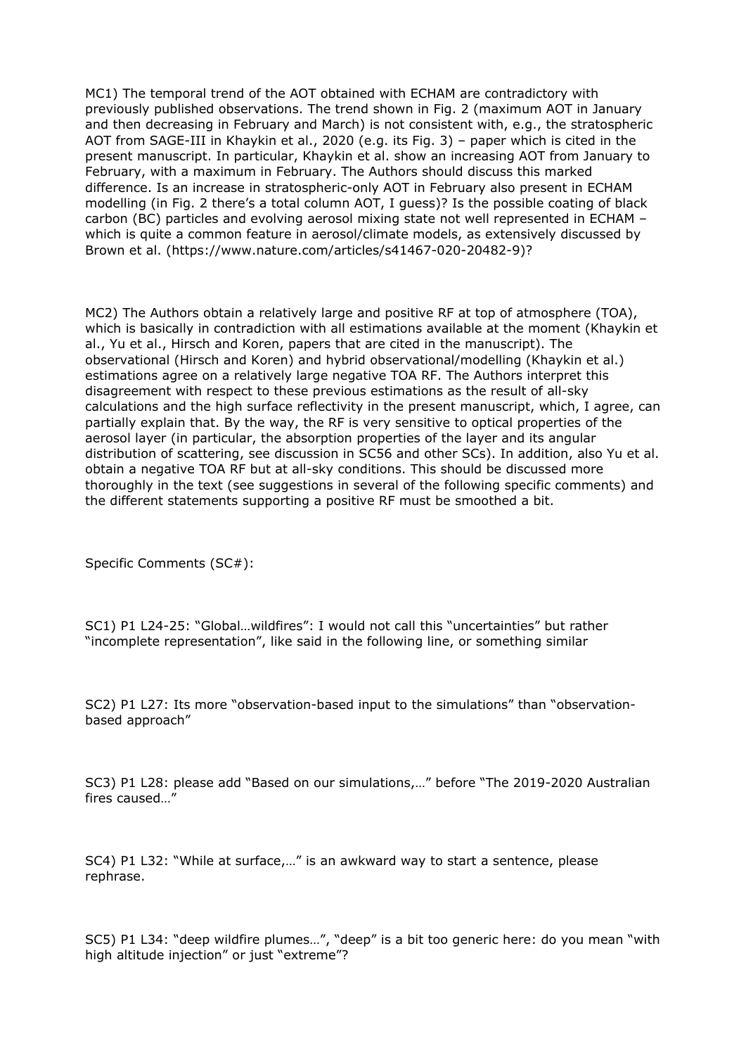MC1) The temporal trend of the AOT obtained with ECHAM are contradictory with previously published observations. The trend shown in Fig. 2 (maximum AOT in January and then decreasing in February and March) is not consistent with, e.g., the stratospheric AOT from SAGE-III in Khaykin et al., 2020 (e.g. its Fig. 3) – paper which is cited in the present manuscript. In particular, Khaykin et al. show an increasing AOT from January to February, with a maximum in February. The Authors should discuss this marked difference. Is an increase in stratospheric-only AOT in February also present in ECHAM modelling (in Fig. 2 there's a total column AOT, I guess)? Is the possible coating of black carbon (BC) particles and evolving aerosol mixing state not well represented in ECHAM – which is quite a common feature in aerosol/climate models, as extensively discussed by Brown et al. (https://www.nature.com/articles/s41467-020-20482-9)?

MC2) The Authors obtain a relatively large and positive RF at top of atmosphere (TOA), which is basically in contradiction with all estimations available at the moment (Khaykin et al., Yu et al., Hirsch and Koren, papers that are cited in the manuscript). The observational (Hirsch and Koren) and hybrid observational/modelling (Khaykin et al.) estimations agree on a relatively large negative TOA RF. The Authors interpret this disagreement with respect to these previous estimations as the result of all-sky calculations and the high surface reflectivity in the present manuscript, which, I agree, can partially explain that. By the way, the RF is very sensitive to optical properties of the aerosol layer (in particular, the absorption properties of the layer and its angular distribution of scattering, see discussion in SC56 and other SCs). In addition, also Yu et al. obtain a negative TOA RF but at all-sky conditions. This should be discussed more thoroughly in the text (see suggestions in several of the following specific comments) and the different statements supporting a positive RF must be smoothed a bit.

Specific Comments (SC#):

SC1) P1 L24-25: "Global…wildfires": I would not call this "uncertainties" but rather "incomplete representation", like said in the following line, or something similar

SC2) P1 L27: Its more "observation-based input to the simulations" than "observation-based approach"

SC3) P1 L28: please add "Based on our simulations,…" before "The 2019-2020 Australian fires caused…"

SC4) P1 L32: "While at surface,…" is an awkward way to start a sentence, please rephrase.

SC5) P1 L34: "deep wildfire plumes…", "deep" is a bit too generic here: do you mean "with high altitude injection" or just "extreme"?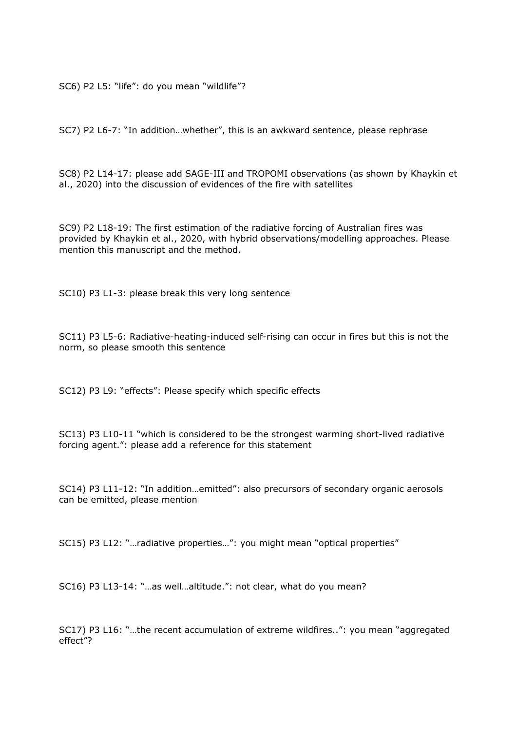SC6) P2 L5: “life”: do you mean “wildlife”?

SC7) P2 L6-7: “In addition…whether”, this is an awkward sentence, please rephrase

SC8) P2 L14-17: please add SAGE-III and TROPOMI observations (as shown by Khaykin et al., 2020) into the discussion of evidences of the fire with satellites

SC9) P2 L18-19: The first estimation of the radiative forcing of Australian fires was provided by Khaykin et al., 2020, with hybrid observations/modelling approaches. Please mention this manuscript and the method.

SC10) P3 L1-3: please break this very long sentence

SC11) P3 L5-6: Radiative-heating-induced self-rising can occur in fires but this is not the norm, so please smooth this sentence

SC12) P3 L9: “effects”: Please specify which specific effects

SC13) P3 L10-11 “which is considered to be the strongest warming short-lived radiative forcing agent.”: please add a reference for this statement

SC14) P3 L11-12: “In addition…emitted”: also precursors of secondary organic aerosols can be emitted, please mention

SC15) P3 L12: “…radiative properties…”: you might mean “optical properties”

SC16) P3 L13-14: “…as well…altitude.”: not clear, what do you mean?

SC17) P3 L16: “…the recent accumulation of extreme wildfires..”: you mean “aggregated effect”?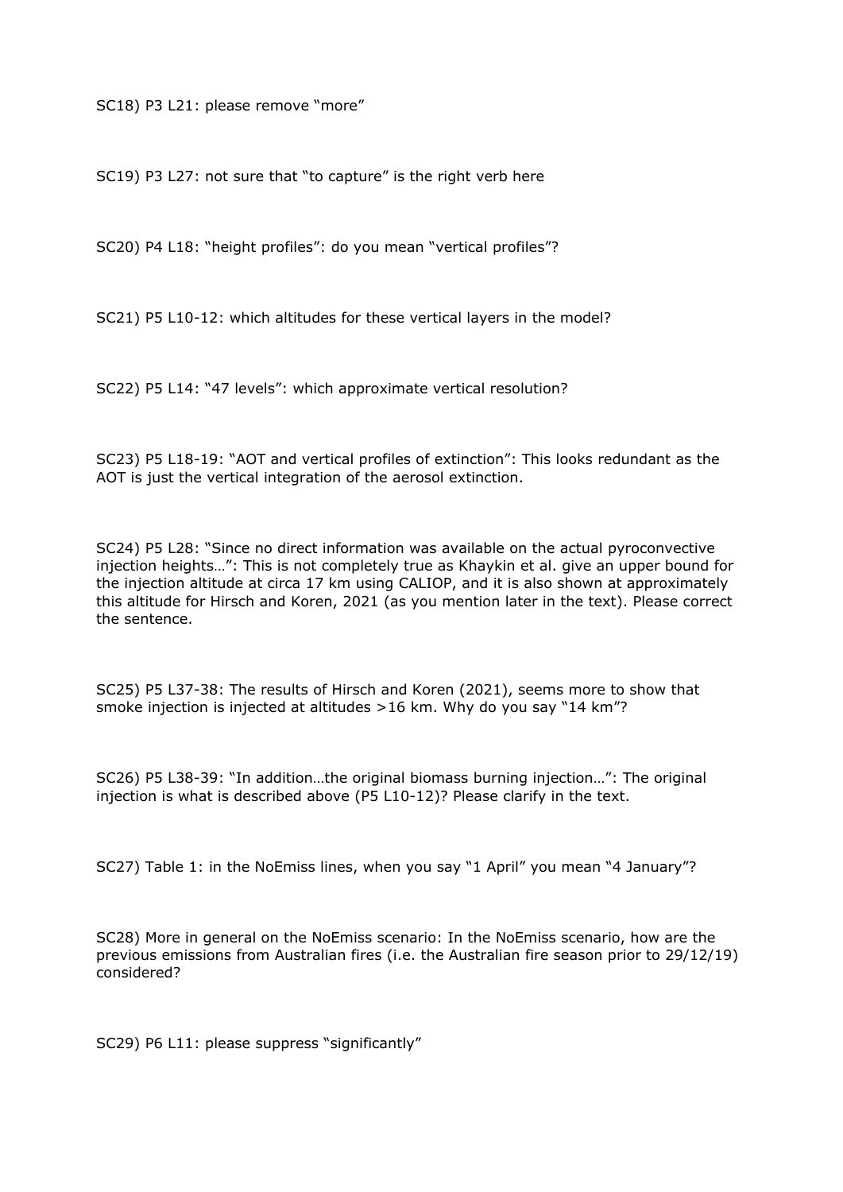SC18) P3 L21: please remove "more"

SC19) P3 L27: not sure that "to capture" is the right verb here

SC20) P4 L18: "height profiles": do you mean "vertical profiles"?

SC21) P5 L10-12: which altitudes for these vertical layers in the model?

SC22) P5 L14: "47 levels": which approximate vertical resolution?

SC23) P5 L18-19: "AOT and vertical profiles of extinction": This looks redundant as the AOT is just the vertical integration of the aerosol extinction.

SC24) P5 L28: "Since no direct information was available on the actual pyroconvective injection heights…": This is not completely true as Khaykin et al. give an upper bound for the injection altitude at circa 17 km using CALIOP, and it is also shown at approximately this altitude for Hirsch and Koren, 2021 (as you mention later in the text). Please correct the sentence.

SC25) P5 L37-38: The results of Hirsch and Koren (2021), seems more to show that smoke injection is injected at altitudes >16 km. Why do you say "14 km"?

SC26) P5 L38-39: "In addition…the original biomass burning injection…": The original injection is what is described above (P5 L10-12)? Please clarify in the text.

SC27) Table 1: in the NoEmiss lines, when you say "1 April" you mean "4 January"?

SC28) More in general on the NoEmiss scenario: In the NoEmiss scenario, how are the previous emissions from Australian fires (i.e. the Australian fire season prior to 29/12/19) considered?

SC29) P6 L11: please suppress "significantly"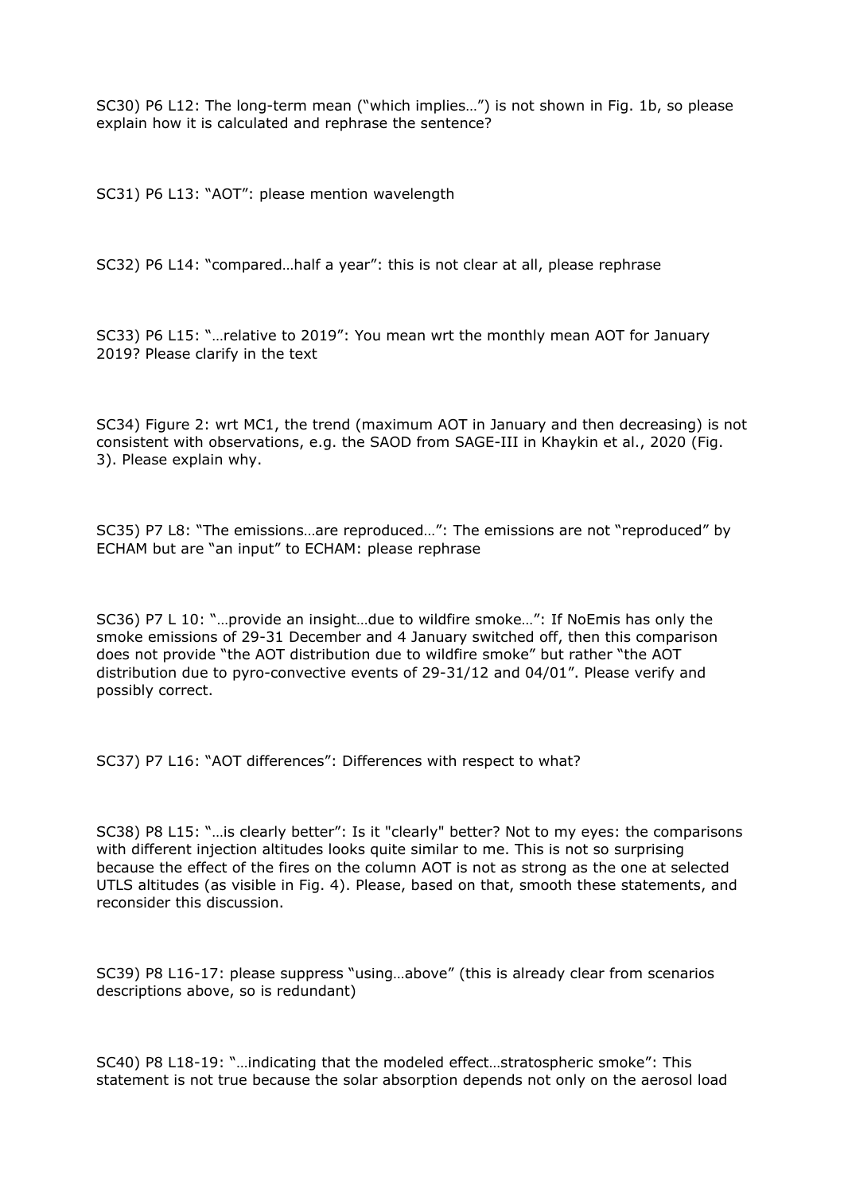SC30) P6 L12: The long-term mean ("which implies…") is not shown in Fig. 1b, so please explain how it is calculated and rephrase the sentence?

SC31) P6 L13: "AOT": please mention wavelength

SC32) P6 L14: "compared…half a year": this is not clear at all, please rephrase

SC33) P6 L15: "…relative to 2019": You mean wrt the monthly mean AOT for January 2019? Please clarify in the text

SC34) Figure 2: wrt MC1, the trend (maximum AOT in January and then decreasing) is not consistent with observations, e.g. the SAOD from SAGE-III in Khaykin et al., 2020 (Fig. 3). Please explain why.

SC35) P7 L8: "The emissions…are reproduced…": The emissions are not "reproduced" by ECHAM but are "an input" to ECHAM: please rephrase

SC36) P7 L 10: "…provide an insight…due to wildfire smoke…": If NoEmis has only the smoke emissions of 29-31 December and 4 January switched off, then this comparison does not provide "the AOT distribution due to wildfire smoke" but rather "the AOT distribution due to pyro-convective events of 29-31/12 and 04/01". Please verify and possibly correct.

SC37) P7 L16: "AOT differences": Differences with respect to what?

SC38) P8 L15: "…is clearly better": Is it "clearly" better? Not to my eyes: the comparisons with different injection altitudes looks quite similar to me. This is not so surprising because the effect of the fires on the column AOT is not as strong as the one at selected UTLS altitudes (as visible in Fig. 4). Please, based on that, smooth these statements, and reconsider this discussion.

SC39) P8 L16-17: please suppress "using…above" (this is already clear from scenarios descriptions above, so is redundant)

SC40) P8 L18-19: "…indicating that the modeled effect…stratospheric smoke": This statement is not true because the solar absorption depends not only on the aerosol load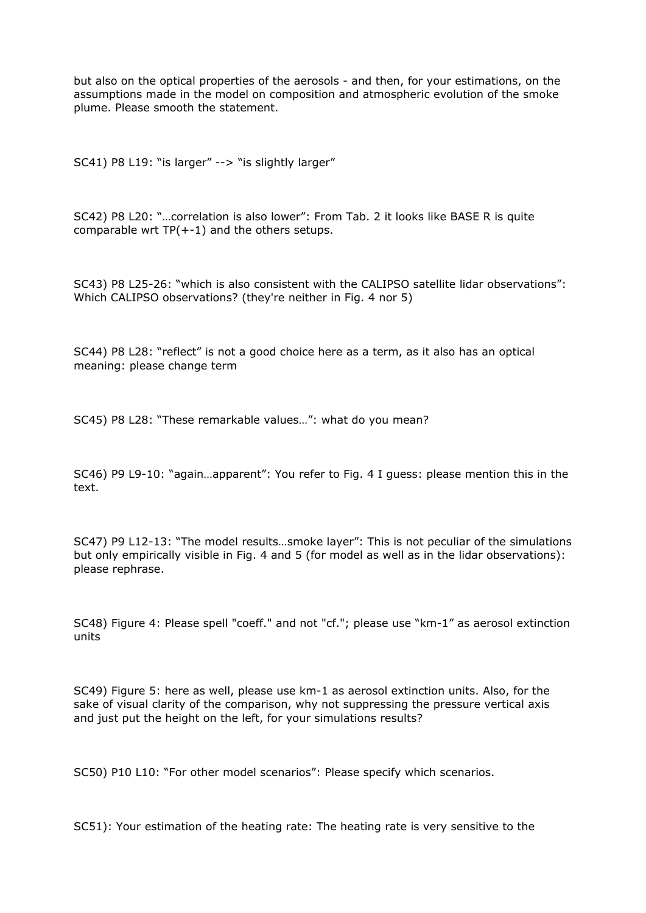but also on the optical properties of the aerosols - and then, for your estimations, on the assumptions made in the model on composition and atmospheric evolution of the smoke plume. Please smooth the statement.

SC41) P8 L19: "is larger" --> "is slightly larger"

SC42) P8 L20: "…correlation is also lower": From Tab. 2 it looks like BASE R is quite comparable wrt TP(+-1) and the others setups.

SC43) P8 L25-26: "which is also consistent with the CALIPSO satellite lidar observations": Which CALIPSO observations? (they're neither in Fig. 4 nor 5)

SC44) P8 L28: "reflect" is not a good choice here as a term, as it also has an optical meaning: please change term

SC45) P8 L28: "These remarkable values…": what do you mean?

SC46) P9 L9-10: "again…apparent": You refer to Fig. 4 I guess: please mention this in the text.

SC47) P9 L12-13: "The model results…smoke layer": This is not peculiar of the simulations but only empirically visible in Fig. 4 and 5 (for model as well as in the lidar observations): please rephrase.

SC48) Figure 4: Please spell "coeff." and not "cf."; please use "km-1" as aerosol extinction units

SC49) Figure 5: here as well, please use km-1 as aerosol extinction units. Also, for the sake of visual clarity of the comparison, why not suppressing the pressure vertical axis and just put the height on the left, for your simulations results?

SC50) P10 L10: "For other model scenarios": Please specify which scenarios.

SC51): Your estimation of the heating rate: The heating rate is very sensitive to the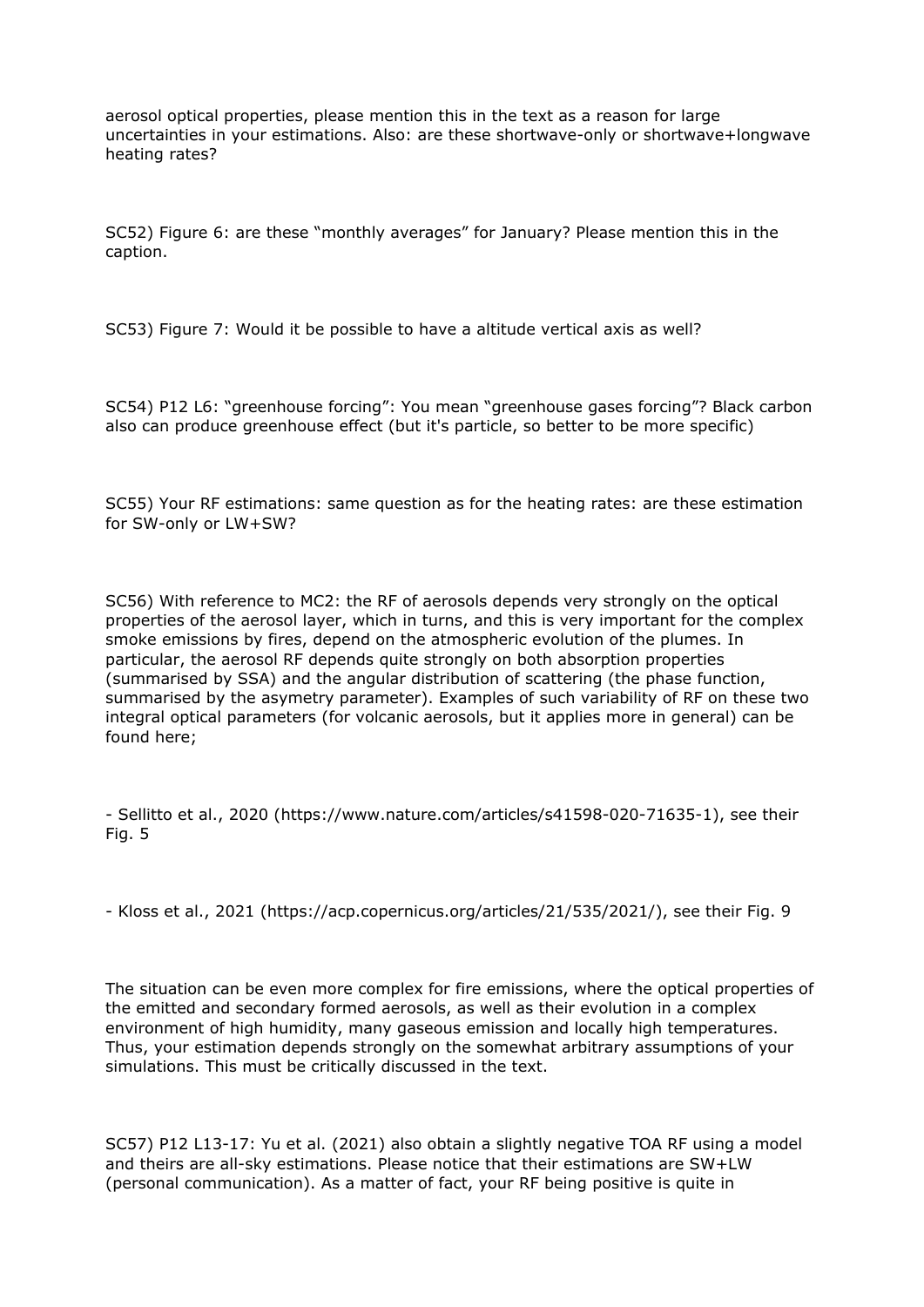aerosol optical properties, please mention this in the text as a reason for large uncertainties in your estimations. Also: are these shortwave-only or shortwave+longwave heating rates?

SC52) Figure 6: are these "monthly averages" for January? Please mention this in the caption.

SC53) Figure 7: Would it be possible to have a altitude vertical axis as well?

SC54) P12 L6: "greenhouse forcing": You mean "greenhouse gases forcing"? Black carbon also can produce greenhouse effect (but it's particle, so better to be more specific)

SC55) Your RF estimations: same question as for the heating rates: are these estimation for SW-only or LW+SW?

SC56) With reference to MC2: the RF of aerosols depends very strongly on the optical properties of the aerosol layer, which in turns, and this is very important for the complex smoke emissions by fires, depend on the atmospheric evolution of the plumes. In particular, the aerosol RF depends quite strongly on both absorption properties (summarised by SSA) and the angular distribution of scattering (the phase function, summarised by the asymetry parameter). Examples of such variability of RF on these two integral optical parameters (for volcanic aerosols, but it applies more in general) can be found here;

- Sellitto et al., 2020 (https://www.nature.com/articles/s41598-020-71635-1), see their Fig. 5

- Kloss et al., 2021 (https://acp.copernicus.org/articles/21/535/2021/), see their Fig. 9

The situation can be even more complex for fire emissions, where the optical properties of the emitted and secondary formed aerosols, as well as their evolution in a complex environment of high humidity, many gaseous emission and locally high temperatures. Thus, your estimation depends strongly on the somewhat arbitrary assumptions of your simulations. This must be critically discussed in the text.

SC57) P12 L13-17: Yu et al. (2021) also obtain a slightly negative TOA RF using a model and theirs are all-sky estimations. Please notice that their estimations are SW+LW (personal communication). As a matter of fact, your RF being positive is quite in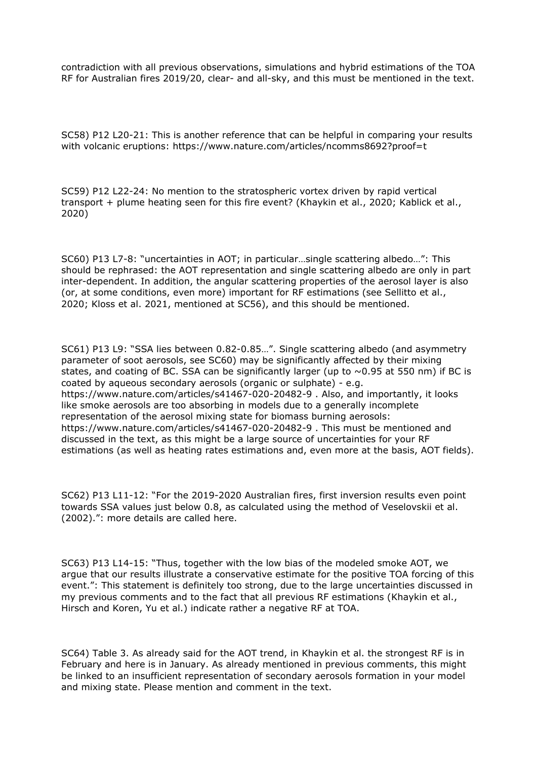contradiction with all previous observations, simulations and hybrid estimations of the TOA RF for Australian fires 2019/20, clear- and all-sky, and this must be mentioned in the text.

SC58) P12 L20-21: This is another reference that can be helpful in comparing your results with volcanic eruptions: https://www.nature.com/articles/ncomms8692?proof=t

SC59) P12 L22-24: No mention to the stratospheric vortex driven by rapid vertical transport + plume heating seen for this fire event? (Khaykin et al., 2020; Kablick et al., 2020)

SC60) P13 L7-8: "uncertainties in AOT; in particular…single scattering albedo…": This should be rephrased: the AOT representation and single scattering albedo are only in part inter-dependent. In addition, the angular scattering properties of the aerosol layer is also (or, at some conditions, even more) important for RF estimations (see Sellitto et al., 2020; Kloss et al. 2021, mentioned at SC56), and this should be mentioned.

SC61) P13 L9: "SSA lies between 0.82-0.85…". Single scattering albedo (and asymmetry parameter of soot aerosols, see SC60) may be significantly affected by their mixing states, and coating of BC. SSA can be significantly larger (up to ~0.95 at 550 nm) if BC is coated by aqueous secondary aerosols (organic or sulphate) - e.g. https://www.nature.com/articles/s41467-020-20482-9 . Also, and importantly, it looks like smoke aerosols are too absorbing in models due to a generally incomplete representation of the aerosol mixing state for biomass burning aerosols: https://www.nature.com/articles/s41467-020-20482-9 . This must be mentioned and discussed in the text, as this might be a large source of uncertainties for your RF estimations (as well as heating rates estimations and, even more at the basis, AOT fields).

SC62) P13 L11-12: "For the 2019-2020 Australian fires, first inversion results even point towards SSA values just below 0.8, as calculated using the method of Veselovskii et al. (2002).": more details are called here.

SC63) P13 L14-15: "Thus, together with the low bias of the modeled smoke AOT, we argue that our results illustrate a conservative estimate for the positive TOA forcing of this event.": This statement is definitely too strong, due to the large uncertainties discussed in my previous comments and to the fact that all previous RF estimations (Khaykin et al., Hirsch and Koren, Yu et al.) indicate rather a negative RF at TOA.

SC64) Table 3. As already said for the AOT trend, in Khaykin et al. the strongest RF is in February and here is in January. As already mentioned in previous comments, this might be linked to an insufficient representation of secondary aerosols formation in your model and mixing state. Please mention and comment in the text.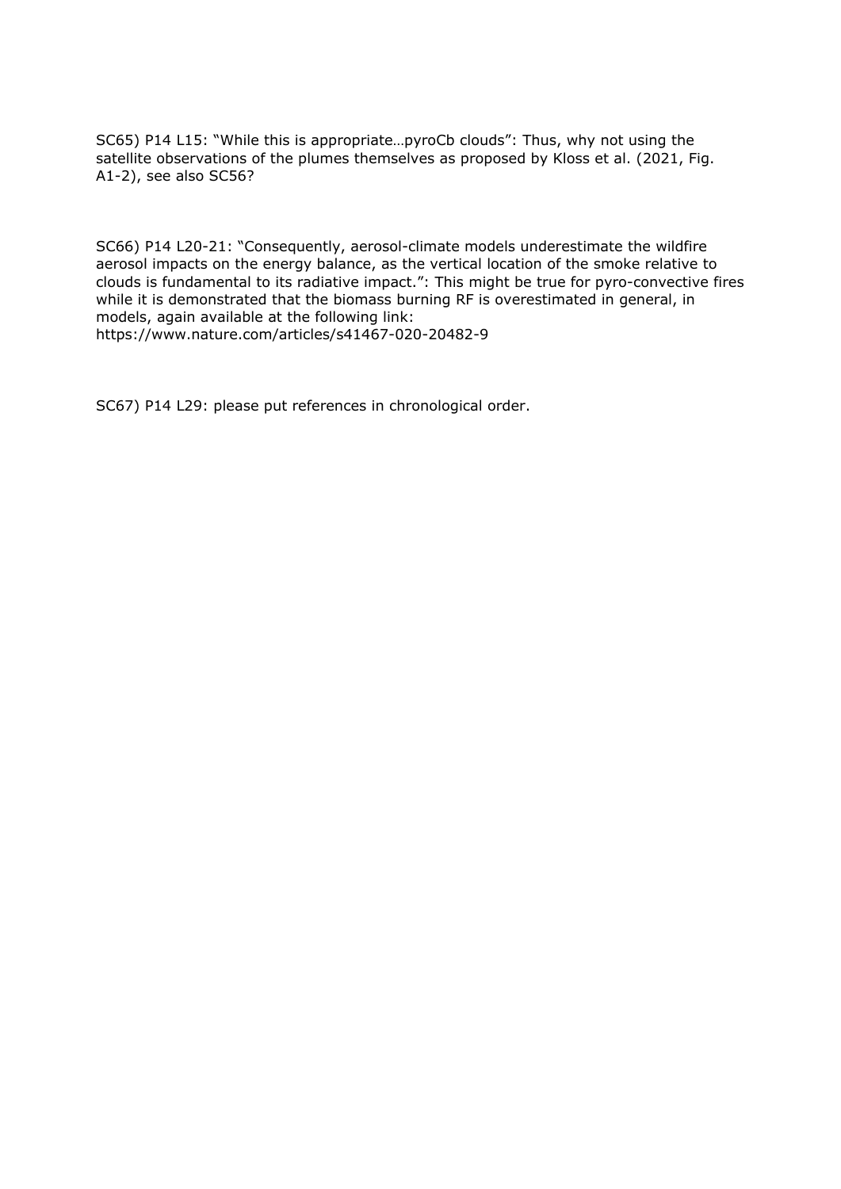SC65) P14 L15: "While this is appropriate…pyroCb clouds": Thus, why not using the satellite observations of the plumes themselves as proposed by Kloss et al. (2021, Fig. A1-2), see also SC56?

SC66) P14 L20-21: "Consequently, aerosol-climate models underestimate the wildfire aerosol impacts on the energy balance, as the vertical location of the smoke relative to clouds is fundamental to its radiative impact.": This might be true for pyro-convective fires while it is demonstrated that the biomass burning RF is overestimated in general, in models, again available at the following link:
https://www.nature.com/articles/s41467-020-20482-9

SC67) P14 L29: please put references in chronological order.